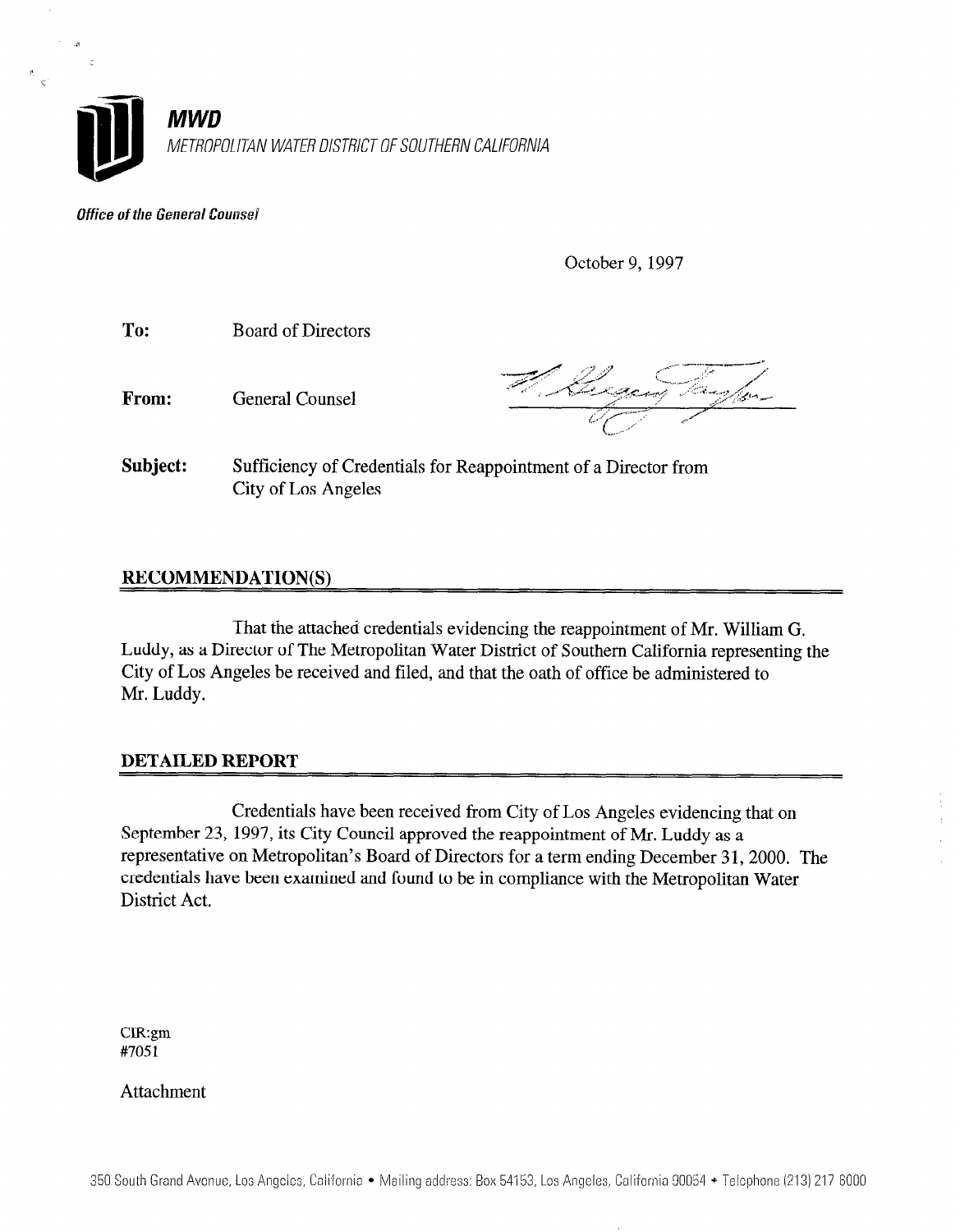**MWD**

*METROPOLITAN WATER DISTRICT OF SOUTHERN CALIFORNIA*

***Office of the General Counsel***

October 9, 1997

**To:** Board of Directors

**From:** General Counsel

**Subject:** Sufficiency of Credentials for Reappointment of a Director from City of Los Angeles

## RECOMMENDATION(S)

That the attached credentials evidencing the reappointment of Mr. William G. Luddy, as a Director of The Metropolitan Water District of Southern California representing the City of Los Angeles be received and filed, and that the oath of office be administered to Mr. Luddy.

## DETAILED REPORT

Credentials have been received from City of Los Angeles evidencing that on September 23, 1997, its City Council approved the reappointment of Mr. Luddy as a representative on Metropolitan's Board of Directors for a term ending December 31, 2000. The credentials have been examined and found to be in compliance with the Metropolitan Water District Act.

CIR:gm
#7051

Attachment

350 South Grand Avenue, Los Angeles, California • Mailing address: Box 54153, Los Angeles, California 90054 • Telephone (213) 217 6000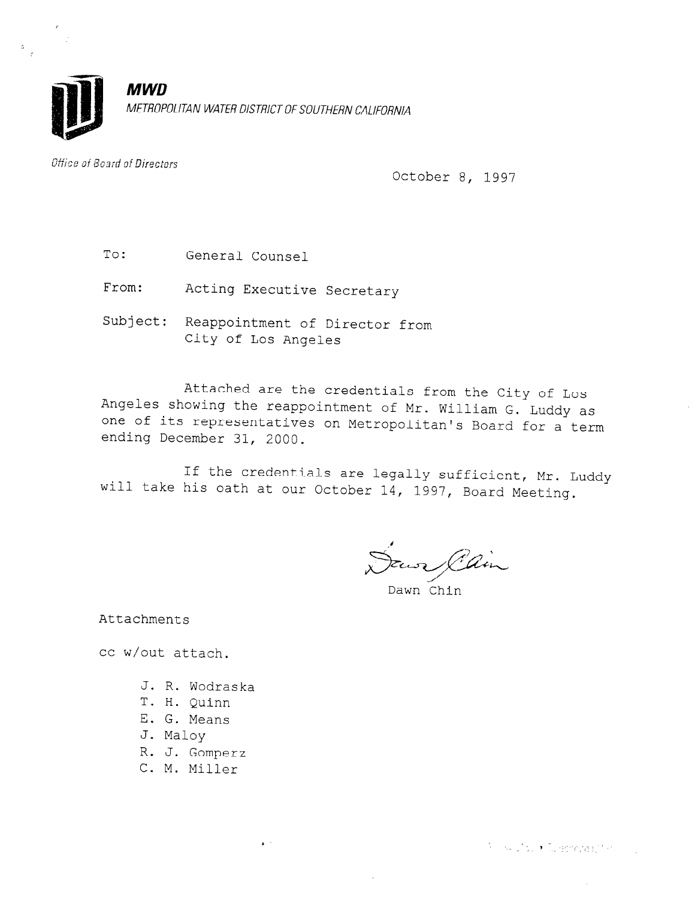**MWD**

*METROPOLITAN WATER DISTRICT OF SOUTHERN CALIFORNIA*

*Office of Board of Directors*

October 8, 1997

To: General Counsel

From: Acting Executive Secretary

Subject: Reappointment of Director from City of Los Angeles

Attached are the credentials from the City of Los Angeles showing the reappointment of Mr. William G. Luddy as one of its representatives on Metropolitan's Board for a term ending December 31, 2000.

If the credentials are legally sufficient, Mr. Luddy will take his oath at our October 14, 1997, Board Meeting.

Dawn Chin

Attachments

cc w/out attach.

- J. R. Wodraska
- T. H. Quinn
- E. G. Means
- J. Maloy
- R. J. Gomperz
- C. M. Miller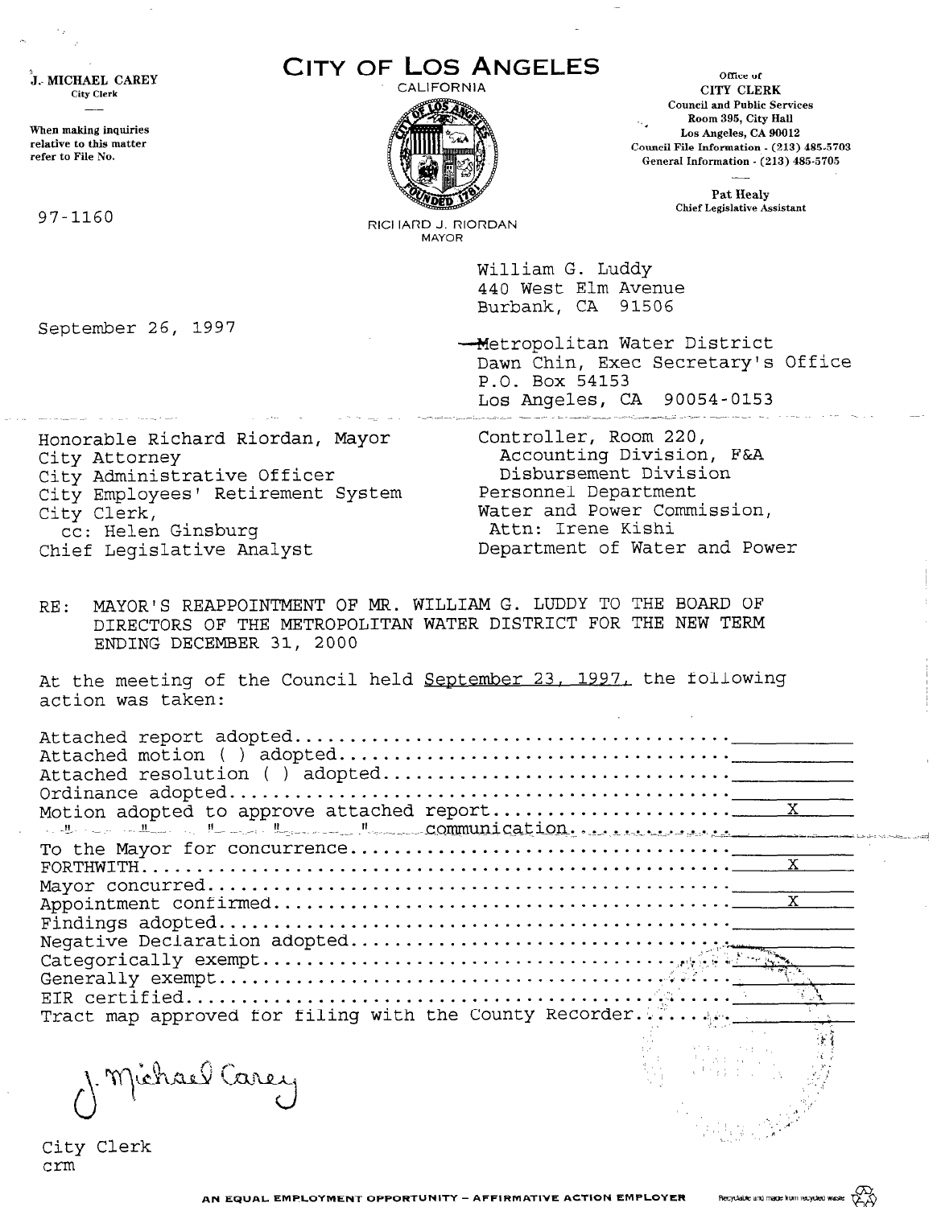J. MICHAEL CAREY
City Clerk

When making inquiries relative to this matter refer to File No.

97-1160

# CITY OF LOS ANGELES

CALIFORNIA

RICHARD J. RIORDAN
MAYOR

Office of
CITY CLERK
Council and Public Services
Room 395, City Hall
Los Angeles, CA 90012
Council File Information - (213) 485-5703
General Information - (213) 485-5705

Pat Healy
Chief Legislative Assistant

September 26, 1997

William G. Luddy
440 West Elm Avenue
Burbank, CA 91506

Metropolitan Water District
Dawn Chin, Exec Secretary's Office
P.O. Box 54153
Los Angeles, CA 90054-0153

Honorable Richard Riordan, Mayor
City Attorney
City Administrative Officer
City Employees' Retirement System
City Clerk,
cc: Helen Ginsburg
Chief Legislative Analyst

Controller, Room 220,
Accounting Division, F&A
Disbursement Division
Personnel Department
Water and Power Commission,
Attn: Irene Kishi
Department of Water and Power

RE: MAYOR'S REAPPOINTMENT OF MR. WILLIAM G. LUDDY TO THE BOARD OF DIRECTORS OF THE METROPOLITAN WATER DISTRICT FOR THE NEW TERM ENDING DECEMBER 31, 2000

At the meeting of the Council held September 23, 1997, the following action was taken:

| Action | |
|---|---|
| Attached report adopted | |
| Attached motion ( ) adopted | |
| Attached resolution ( ) adopted | |
| Ordinance adopted | |
| Motion adopted to approve attached report | X |
| " " " " " communication | |
| To the Mayor for concurrence | |
| FORTHWITH | X |
| Mayor concurred | |
| Appointment confirmed | X |
| Findings adopted | |
| Negative Declaration adopted | |
| Categorically exempt | |
| Generally exempt | |
| EIR certified | |
| Tract map approved for filing with the County Recorder | |

J. Michael Carey

City Clerk
crm

AN EQUAL EMPLOYMENT OPPORTUNITY - AFFIRMATIVE ACTION EMPLOYER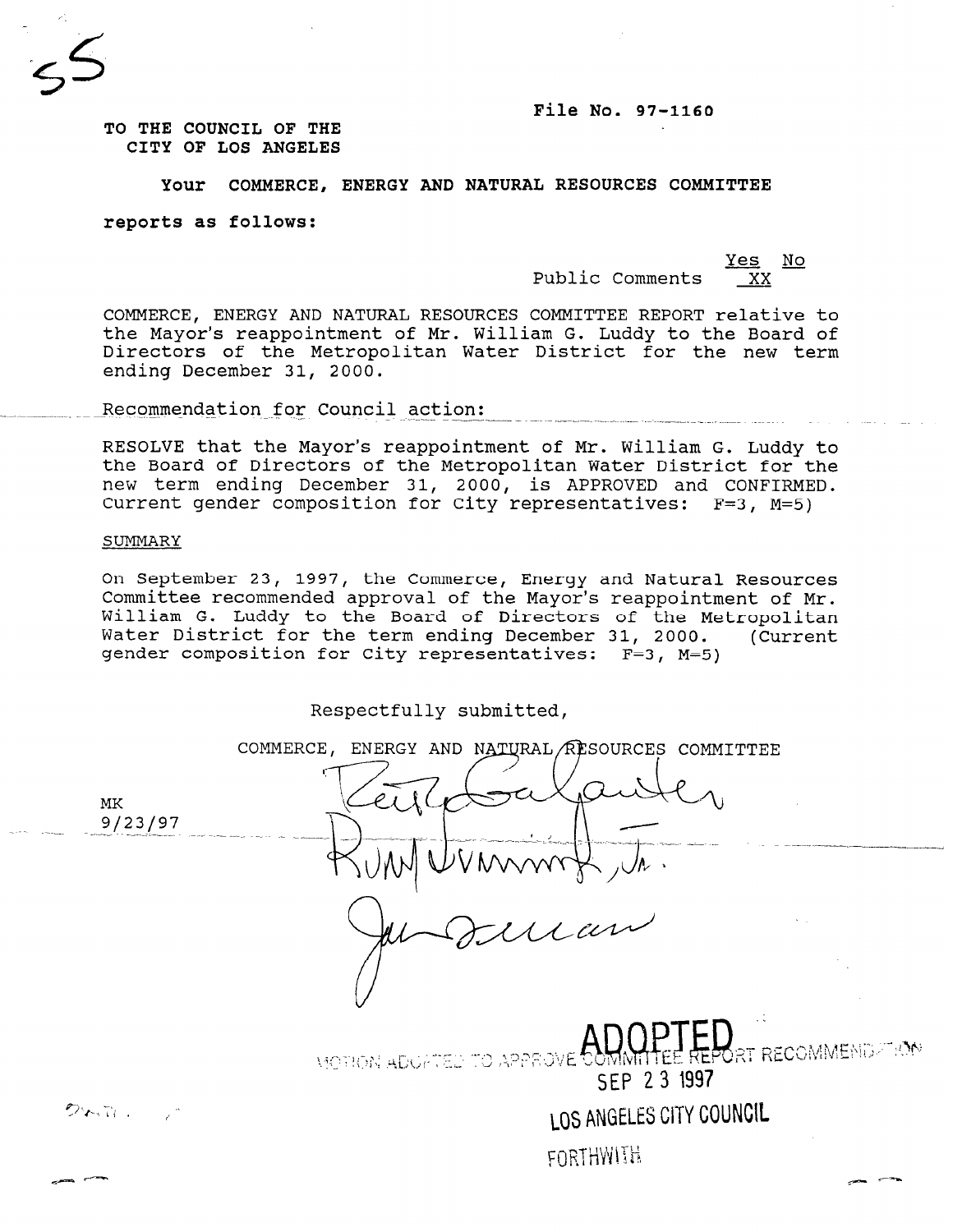55

File No. 97-1160

TO THE COUNCIL OF THE
CITY OF LOS ANGELES

**Your COMMERCE, ENERGY AND NATURAL RESOURCES COMMITTEE**

**reports as follows:**

| | Yes | No |
|---|---|---|
| Public Comments | | XX |

COMMERCE, ENERGY AND NATURAL RESOURCES COMMITTEE REPORT relative to the Mayor's reappointment of Mr. William G. Luddy to the Board of Directors of the Metropolitan Water District for the new term ending December 31, 2000.

Recommendation for Council action:

RESOLVE that the Mayor's reappointment of Mr. William G. Luddy to the Board of Directors of the Metropolitan Water District for the new term ending December 31, 2000, is APPROVED and CONFIRMED. Current gender composition for City representatives: F=3, M=5)

SUMMARY

On September 23, 1997, the Commerce, Energy and Natural Resources Committee recommended approval of the Mayor's reappointment of Mr. William G. Luddy to the Board of Directors of the Metropolitan Water District for the term ending December 31, 2000. (Current gender composition for City representatives: F=3, M=5)

Respectfully submitted,

COMMERCE, ENERGY AND NATURAL RESOURCES COMMITTEE

MK
9/23/97

ADOPTED
MOTION ADOPTED TO APPROVE COMMITTEE REPORT RECOMMENDATION
SEP 23 1997
LOS ANGELES CITY COUNCIL
FORTHWITH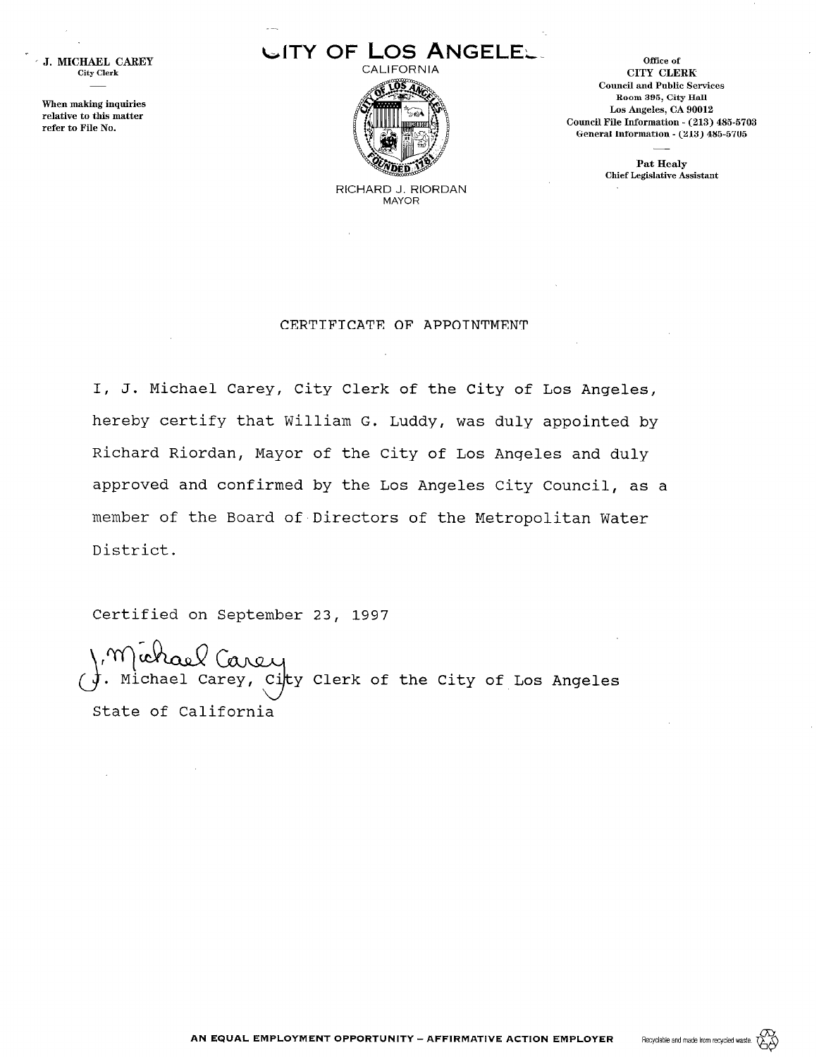J. MICHAEL CAREY
City Clerk

When making inquiries relative to this matter refer to File No.

# CITY OF LOS ANGELES

CALIFORNIA

RICHARD J. RIORDAN
MAYOR

Office of
**CITY CLERK**
Council and Public Services
Room 395, City Hall
Los Angeles, CA 90012
Council File Information - (213) 485-5703
General Information - (213) 485-5705

Pat Healy
Chief Legislative Assistant

## CERTIFICATE OF APPOINTMENT

I, J. Michael Carey, City Clerk of the City of Los Angeles, hereby certify that William G. Luddy, was duly appointed by Richard Riordan, Mayor of the City of Los Angeles and duly approved and confirmed by the Los Angeles City Council, as a member of the Board of Directors of the Metropolitan Water District.

Certified on September 23, 1997

J. Michael Carey

J. Michael Carey, City Clerk of the City of Los Angeles
State of California

AN EQUAL EMPLOYMENT OPPORTUNITY – AFFIRMATIVE ACTION EMPLOYER

Recyclable and made from recycled waste.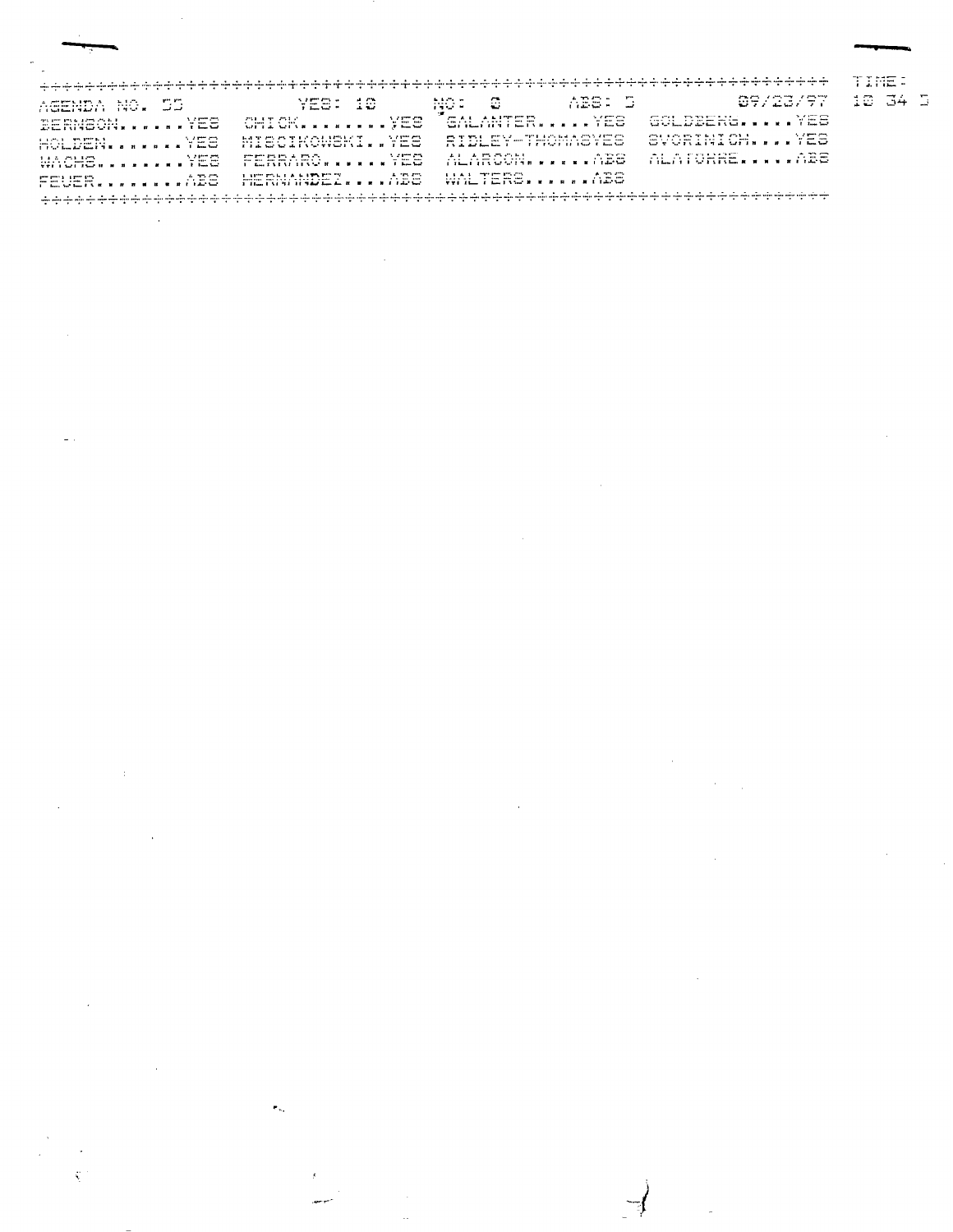```
+++++++++++++++++++++++++++++++++++++++++++++++++++++++++++++++++++++++++  TIME:
AGENDA NO. 53          YES: 10      NO: 0      ABS: 5         09/23/97   10 34 3
BERNSON.......YES   CHICK.........YES   GALANTER......YES   GOLDBERG......YES
HOLDEN........YES   MISCIKOWSKI...YES   RIDLEY-THOMASYES    SVORINICH.....YES
WACHS.........YES   FERRARO.......YES   ALARCON.......ABS   ALATORRE......ABS
FEUER.........ABS   HERNANDEZ.....ABS   WALTERS.......ABS
+++++++++++++++++++++++++++++++++++++++++++++++++++++++++++++++++++++++++
```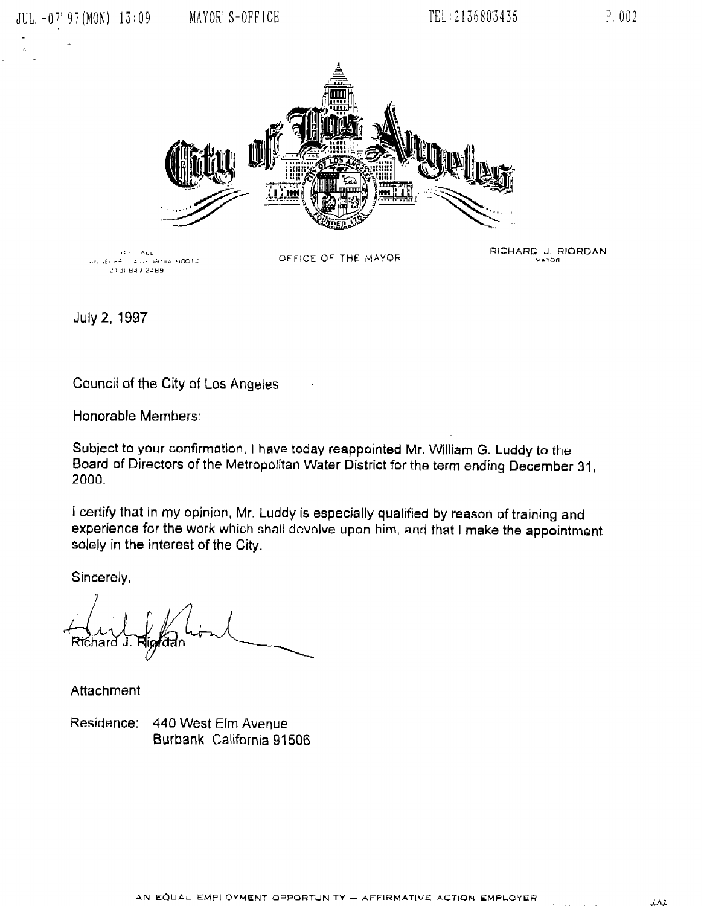City of Los Angeles

CITY HALL
LOS ANGELES, CALIFORNIA 90012
(213) 847-2489

OFFICE OF THE MAYOR

RICHARD J. RIORDAN
MAYOR

July 2, 1997

Council of the City of Los Angeles

Honorable Members:

Subject to your confirmation, I have today reappointed Mr. William G. Luddy to the Board of Directors of the Metropolitan Water District for the term ending December 31, 2000.

I certify that in my opinion, Mr. Luddy is especially qualified by reason of training and experience for the work which shall devolve upon him, and that I make the appointment solely in the interest of the City.

Sincerely,

Richard J. Riordan

Attachment

Residence: 440 West Elm Avenue
Burbank, California 91506

AN EQUAL EMPLOYMENT OPPORTUNITY — AFFIRMATIVE ACTION EMPLOYER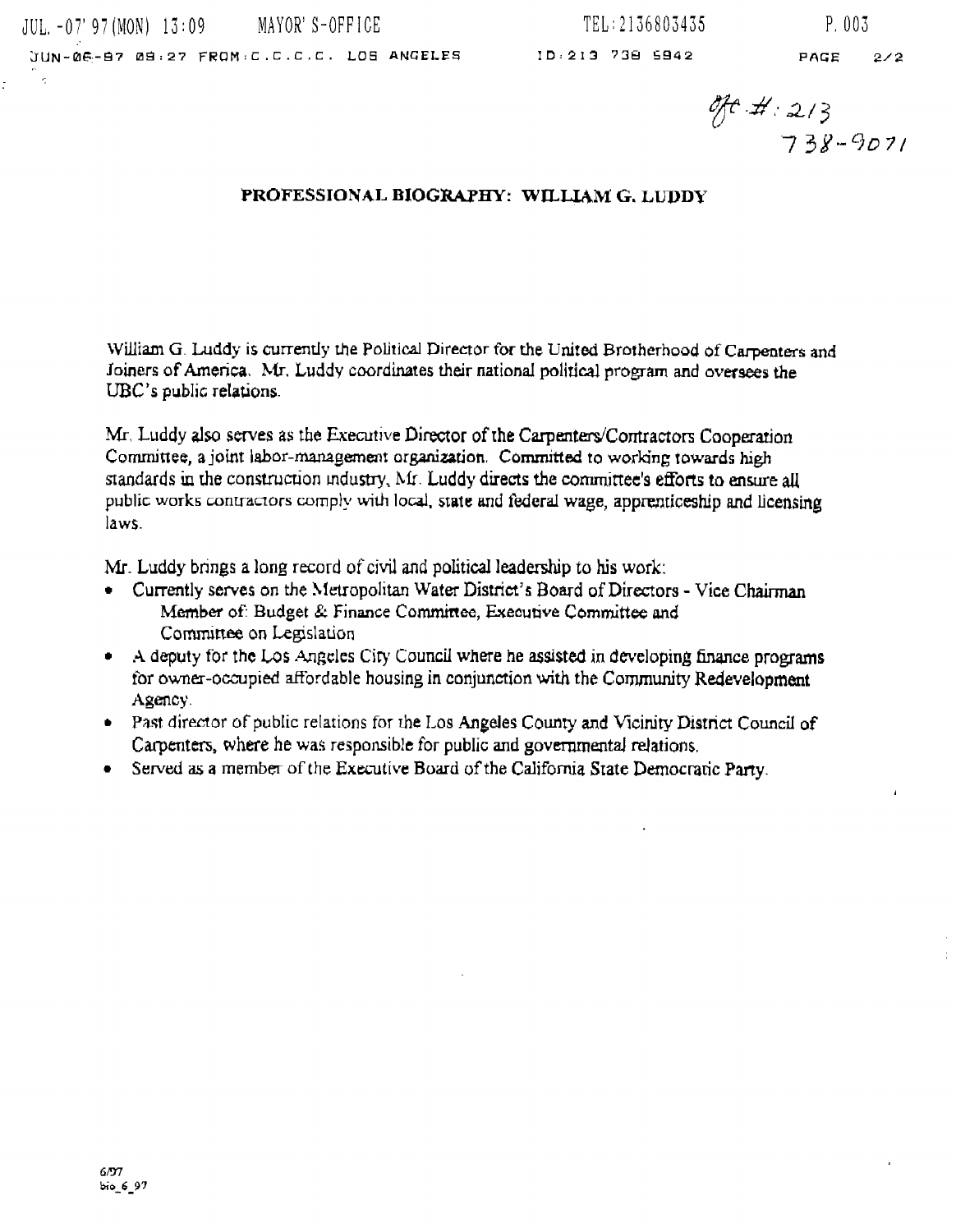Ofc #: 213
738-9071

## PROFESSIONAL BIOGRAPHY: WILLIAM G. LUDDY

William G. Luddy is currently the Political Director for the United Brotherhood of Carpenters and Joiners of America. Mr. Luddy coordinates their national political program and oversees the UBC's public relations.

Mr. Luddy also serves as the Executive Director of the Carpenters/Contractors Cooperation Committee, a joint labor-management organization. Committed to working towards high standards in the construction industry, Mr. Luddy directs the committee's efforts to ensure all public works contractors comply with local, state and federal wage, apprenticeship and licensing laws.

Mr. Luddy brings a long record of civil and political leadership to his work:

- Currently serves on the Metropolitan Water District's Board of Directors - Vice Chairman
  Member of: Budget & Finance Committee, Executive Committee and Committee on Legislation
- A deputy for the Los Angeles City Council where he assisted in developing finance programs for owner-occupied affordable housing in conjunction with the Community Redevelopment Agency.
- Past director of public relations for the Los Angeles County and Vicinity District Council of Carpenters, where he was responsible for public and governmental relations.
- Served as a member of the Executive Board of the California State Democratic Party.

6/97
bio_6_97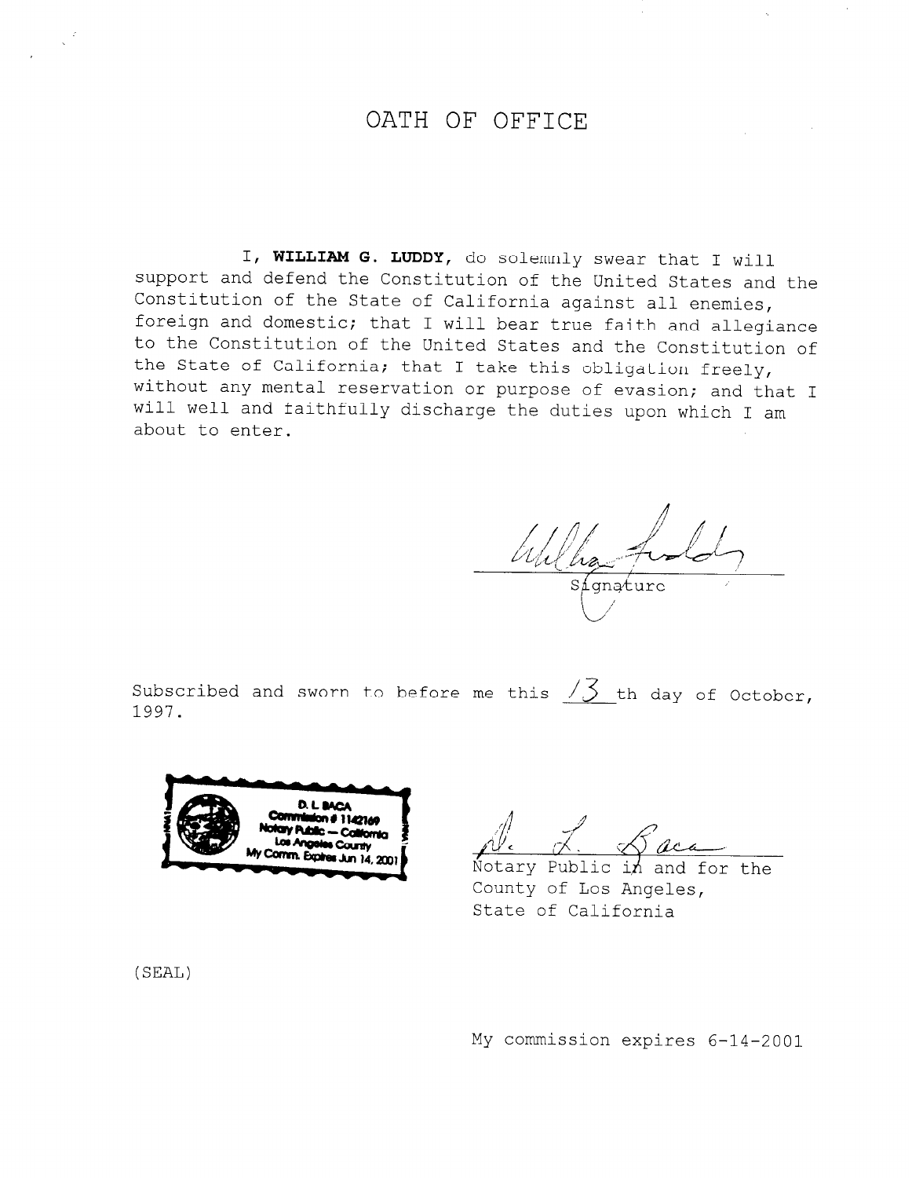# OATH OF OFFICE

I, **WILLIAM G. LUDDY**, do solemnly swear that I will support and defend the Constitution of the United States and the Constitution of the State of California against all enemies, foreign and domestic; that I will bear true faith and allegiance to the Constitution of the United States and the Constitution of the State of California; that I take this obligation freely, without any mental reservation or purpose of evasion; and that I will well and faithfully discharge the duties upon which I am about to enter.

Signature

Subscribed and sworn to before me this 13 th day of October, 1997.

D. L. BACA
Commission # 1142169
Notary Public — California
Los Angeles County
My Comm. Expires Jun 14, 2001

Notary Public in and for the County of Los Angeles, State of California

(SEAL)

My commission expires 6-14-2001